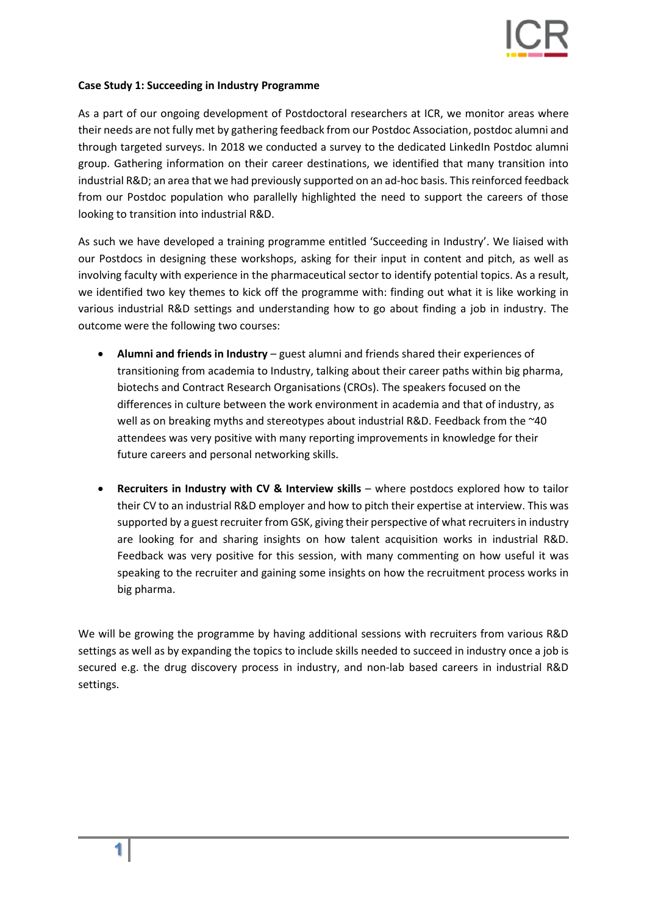**Case Study 1: Succeeding in Industry Programme**

As a part of our ongoing development of Postdoctoral researchers at ICR, we monitor areas where their needs are not fully met by gathering feedback from our Postdoc Association, postdoc alumni and through targeted surveys. In 2018 we conducted a survey to the dedicated LinkedIn Postdoc alumni group. Gathering information on their career destinations, we identified that many transition into industrial R&D; an area that we had previously supported on an ad-hoc basis. This reinforced feedback from our Postdoc population who parallelly highlighted the need to support the careers of those looking to transition into industrial R&D.

As such we have developed a training programme entitled 'Succeeding in Industry'. We liaised with our Postdocs in designing these workshops, asking for their input in content and pitch, as well as involving faculty with experience in the pharmaceutical sector to identify potential topics. As a result, we identified two key themes to kick off the programme with: finding out what it is like working in various industrial R&D settings and understanding how to go about finding a job in industry. The outcome were the following two courses:

- **Alumni and friends in Industry** – guest alumni and friends shared their experiences of transitioning from academia to Industry, talking about their career paths within big pharma, biotechs and Contract Research Organisations (CROs). The speakers focused on the differences in culture between the work environment in academia and that of industry, as well as on breaking myths and stereotypes about industrial R&D. Feedback from the ~40 attendees was very positive with many reporting improvements in knowledge for their future careers and personal networking skills.

- **Recruiters in Industry with CV & Interview skills** – where postdocs explored how to tailor their CV to an industrial R&D employer and how to pitch their expertise at interview. This was supported by a guest recruiter from GSK, giving their perspective of what recruiters in industry are looking for and sharing insights on how talent acquisition works in industrial R&D. Feedback was very positive for this session, with many commenting on how useful it was speaking to the recruiter and gaining some insights on how the recruitment process works in big pharma.

We will be growing the programme by having additional sessions with recruiters from various R&D settings as well as by expanding the topics to include skills needed to succeed in industry once a job is secured e.g. the drug discovery process in industry, and non-lab based careers in industrial R&D settings.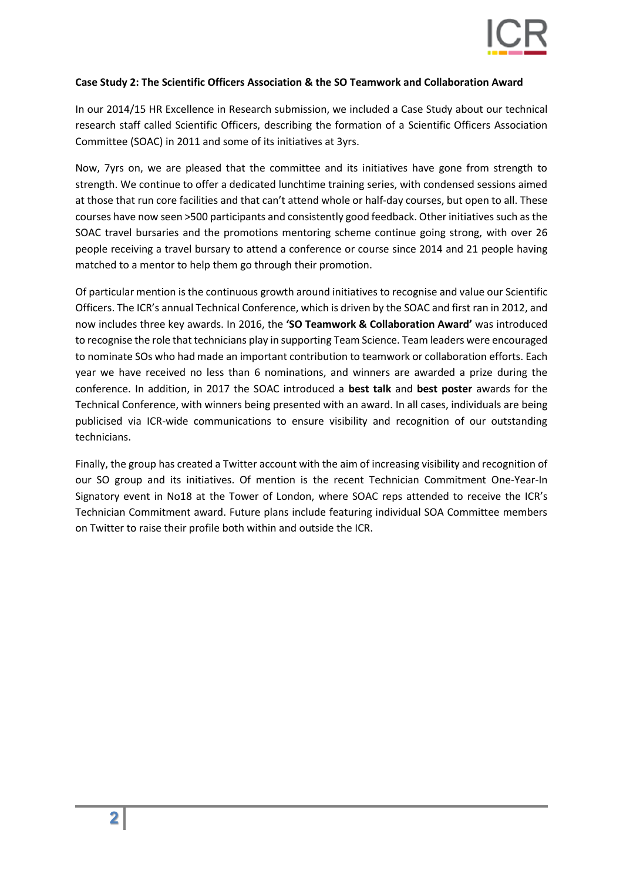**Case Study 2: The Scientific Officers Association & the SO Teamwork and Collaboration Award**

In our 2014/15 HR Excellence in Research submission, we included a Case Study about our technical research staff called Scientific Officers, describing the formation of a Scientific Officers Association Committee (SOAC) in 2011 and some of its initiatives at 3yrs.

Now, 7yrs on, we are pleased that the committee and its initiatives have gone from strength to strength. We continue to offer a dedicated lunchtime training series, with condensed sessions aimed at those that run core facilities and that can't attend whole or half-day courses, but open to all. These courses have now seen >500 participants and consistently good feedback. Other initiatives such as the SOAC travel bursaries and the promotions mentoring scheme continue going strong, with over 26 people receiving a travel bursary to attend a conference or course since 2014 and 21 people having matched to a mentor to help them go through their promotion.

Of particular mention is the continuous growth around initiatives to recognise and value our Scientific Officers. The ICR's annual Technical Conference, which is driven by the SOAC and first ran in 2012, and now includes three key awards. In 2016, the **'SO Teamwork & Collaboration Award'** was introduced to recognise the role that technicians play in supporting Team Science. Team leaders were encouraged to nominate SOs who had made an important contribution to teamwork or collaboration efforts. Each year we have received no less than 6 nominations, and winners are awarded a prize during the conference. In addition, in 2017 the SOAC introduced a **best talk** and **best poster** awards for the Technical Conference, with winners being presented with an award. In all cases, individuals are being publicised via ICR-wide communications to ensure visibility and recognition of our outstanding technicians.

Finally, the group has created a Twitter account with the aim of increasing visibility and recognition of our SO group and its initiatives. Of mention is the recent Technician Commitment One-Year-In Signatory event in No18 at the Tower of London, where SOAC reps attended to receive the ICR's Technician Commitment award. Future plans include featuring individual SOA Committee members on Twitter to raise their profile both within and outside the ICR.